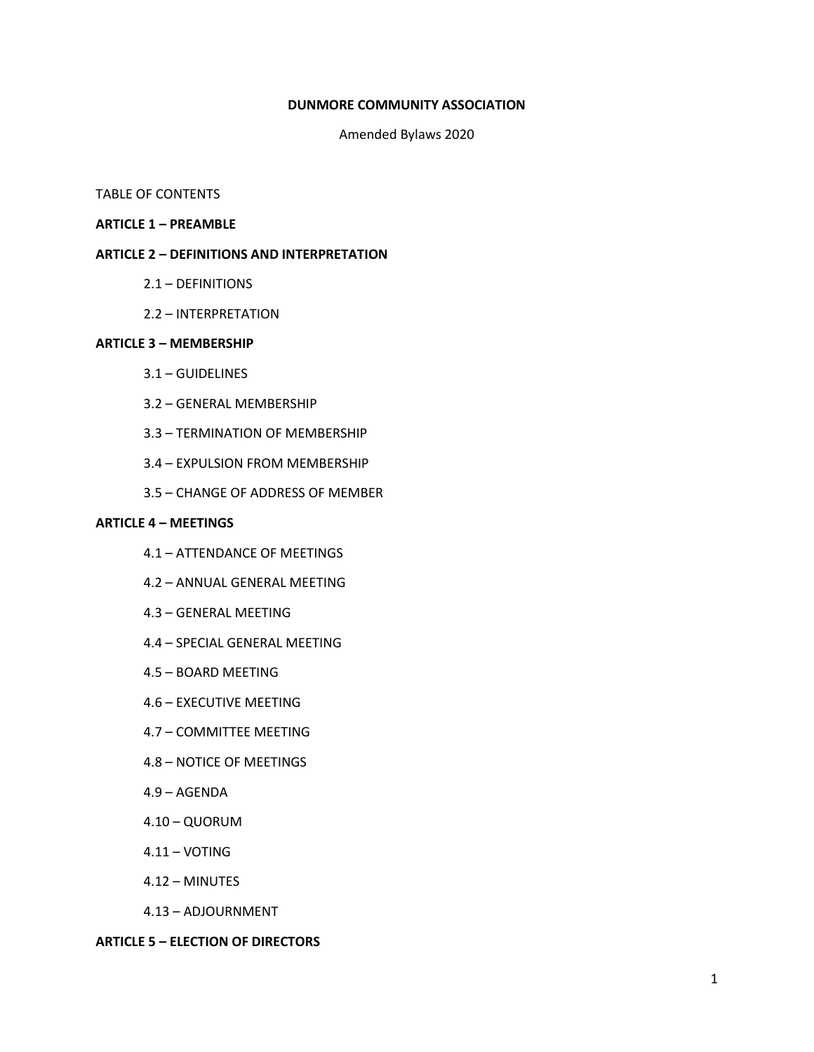**DUNMORE COMMUNITY ASSOCIATION**

Amended Bylaws 2020

TABLE OF CONTENTS

**ARTICLE 1 – PREAMBLE**

**ARTICLE 2 – DEFINITIONS AND INTERPRETATION**

2.1 – DEFINITIONS

2.2 – INTERPRETATION

**ARTICLE 3 – MEMBERSHIP**

3.1 – GUIDELINES

3.2 – GENERAL MEMBERSHIP

3.3 – TERMINATION OF MEMBERSHIP

3.4 – EXPULSION FROM MEMBERSHIP

3.5 – CHANGE OF ADDRESS OF MEMBER

**ARTICLE 4 – MEETINGS**

4.1 – ATTENDANCE OF MEETINGS

4.2 – ANNUAL GENERAL MEETING

4.3 – GENERAL MEETING

4.4 – SPECIAL GENERAL MEETING

4.5 – BOARD MEETING

4.6 – EXECUTIVE MEETING

4.7 – COMMITTEE MEETING

4.8 – NOTICE OF MEETINGS

4.9 – AGENDA

4.10 – QUORUM

4.11 – VOTING

4.12 – MINUTES

4.13 – ADJOURNMENT

**ARTICLE 5 – ELECTION OF DIRECTORS**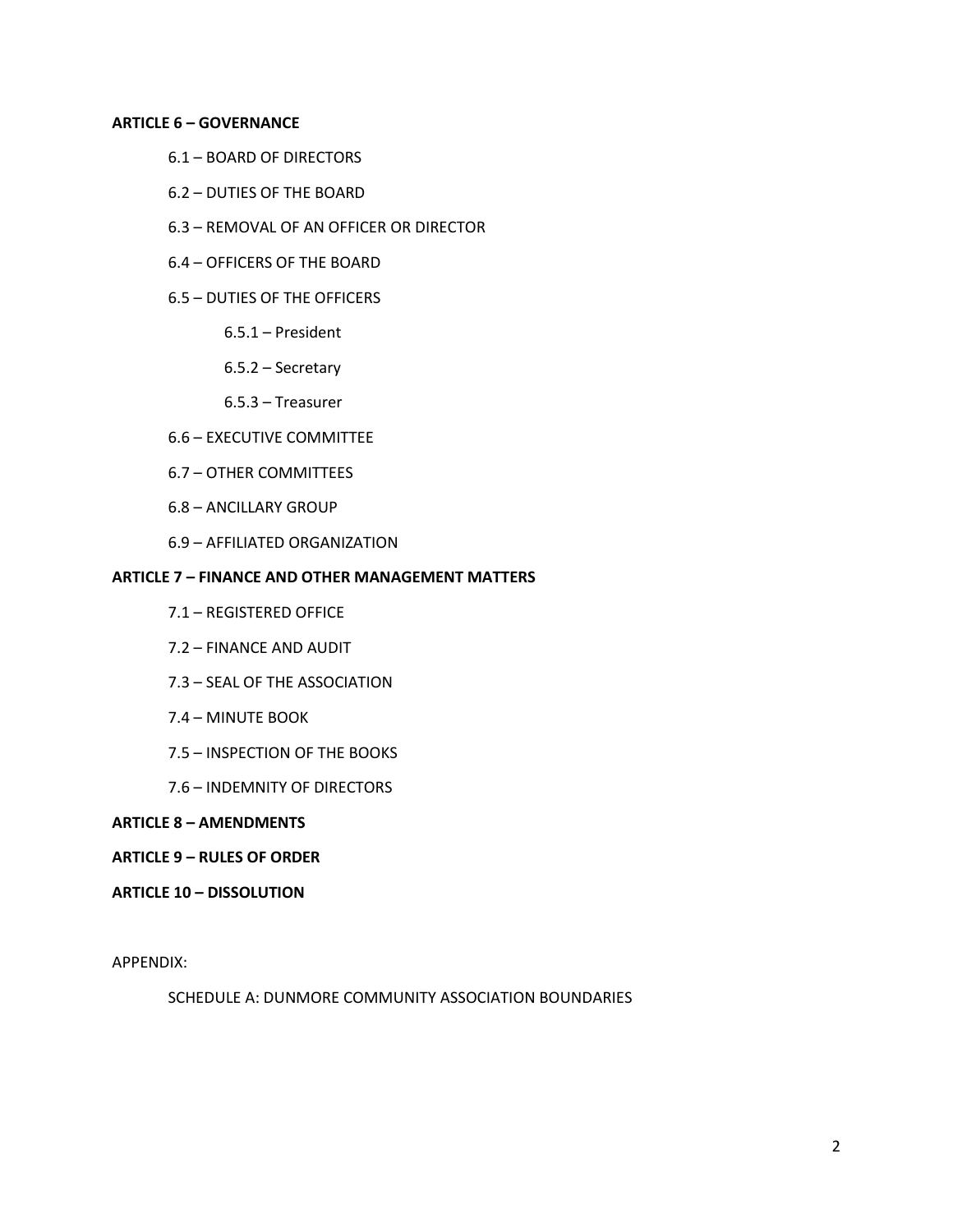**ARTICLE 6 – GOVERNANCE**

- 6.1 – BOARD OF DIRECTORS
- 6.2 – DUTIES OF THE BOARD
- 6.3 – REMOVAL OF AN OFFICER OR DIRECTOR
- 6.4 – OFFICERS OF THE BOARD
- 6.5 – DUTIES OF THE OFFICERS
  - 6.5.1 – President
  - 6.5.2 – Secretary
  - 6.5.3 – Treasurer
- 6.6 – EXECUTIVE COMMITTEE
- 6.7 – OTHER COMMITTEES
- 6.8 – ANCILLARY GROUP
- 6.9 – AFFILIATED ORGANIZATION

**ARTICLE 7 – FINANCE AND OTHER MANAGEMENT MATTERS**

- 7.1 – REGISTERED OFFICE
- 7.2 – FINANCE AND AUDIT
- 7.3 – SEAL OF THE ASSOCIATION
- 7.4 – MINUTE BOOK
- 7.5 – INSPECTION OF THE BOOKS
- 7.6 – INDEMNITY OF DIRECTORS

**ARTICLE 8 – AMENDMENTS**

**ARTICLE 9 – RULES OF ORDER**

**ARTICLE 10 – DISSOLUTION**

APPENDIX:

- SCHEDULE A: DUNMORE COMMUNITY ASSOCIATION BOUNDARIES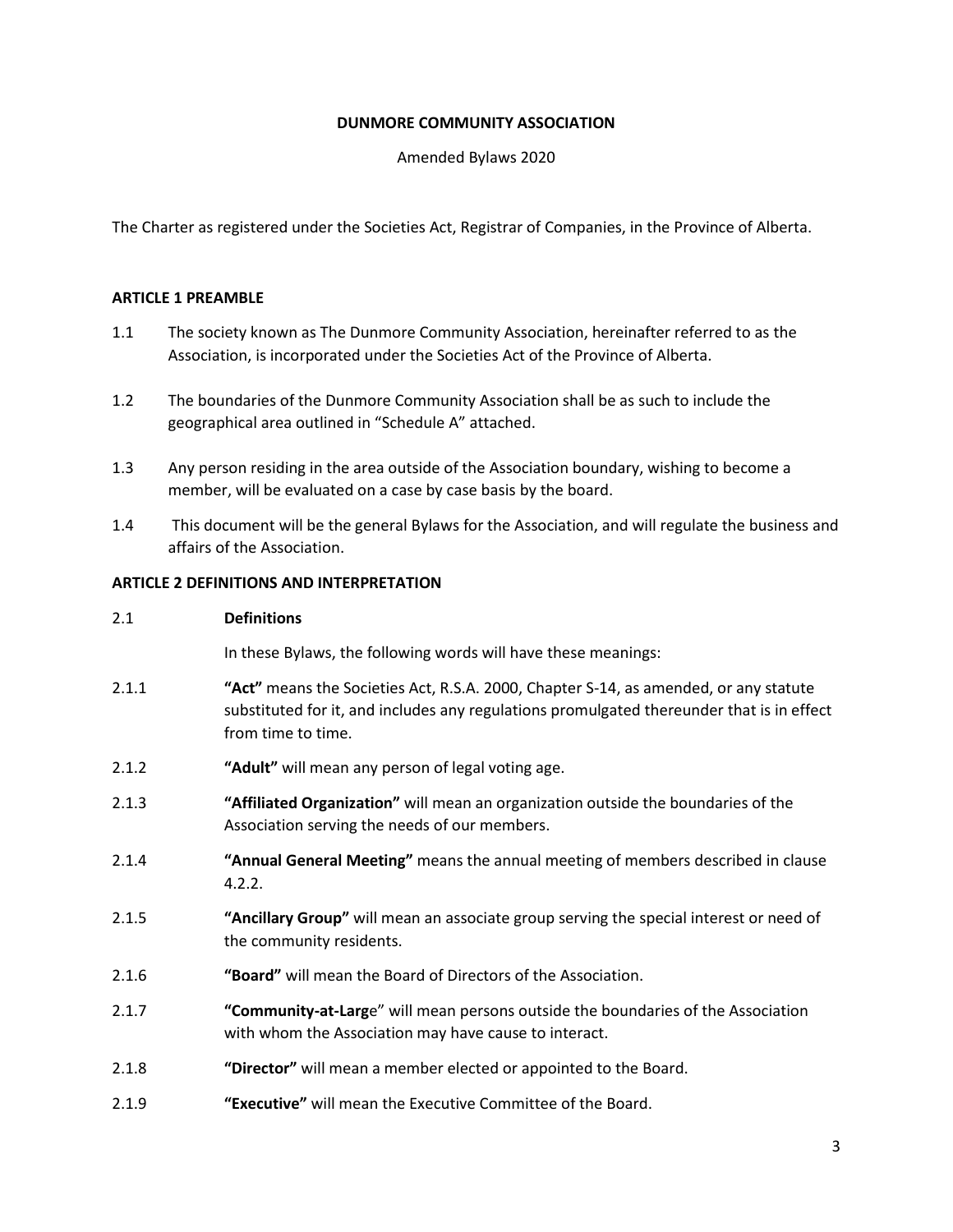**DUNMORE COMMUNITY ASSOCIATION**

Amended Bylaws 2020

The Charter as registered under the Societies Act, Registrar of Companies, in the Province of Alberta.

## ARTICLE 1 PREAMBLE

1.1 The society known as The Dunmore Community Association, hereinafter referred to as the Association, is incorporated under the Societies Act of the Province of Alberta.

1.2 The boundaries of the Dunmore Community Association shall be as such to include the geographical area outlined in "Schedule A" attached.

1.3 Any person residing in the area outside of the Association boundary, wishing to become a member, will be evaluated on a case by case basis by the board.

1.4 This document will be the general Bylaws for the Association, and will regulate the business and affairs of the Association.

## ARTICLE 2 DEFINITIONS AND INTERPRETATION

2.1 **Definitions**

In these Bylaws, the following words will have these meanings:

2.1.1 **"Act"** means the Societies Act, R.S.A. 2000, Chapter S-14, as amended, or any statute substituted for it, and includes any regulations promulgated thereunder that is in effect from time to time.

2.1.2 **"Adult"** will mean any person of legal voting age.

2.1.3 **"Affiliated Organization"** will mean an organization outside the boundaries of the Association serving the needs of our members.

2.1.4 **"Annual General Meeting"** means the annual meeting of members described in clause 4.2.2.

2.1.5 **"Ancillary Group"** will mean an associate group serving the special interest or need of the community residents.

2.1.6 **"Board"** will mean the Board of Directors of the Association.

2.1.7 **"Community-at-Larg**e" will mean persons outside the boundaries of the Association with whom the Association may have cause to interact.

2.1.8 **"Director"** will mean a member elected or appointed to the Board.

2.1.9 **"Executive"** will mean the Executive Committee of the Board.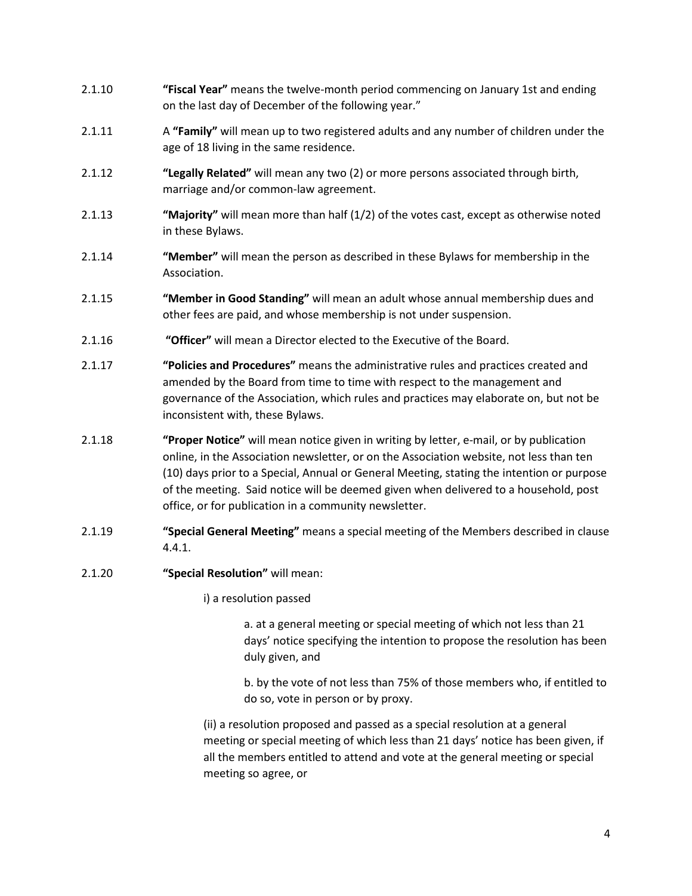2.1.10 **"Fiscal Year"** means the twelve-month period commencing on January 1st and ending on the last day of December of the following year."

2.1.11 A **"Family"** will mean up to two registered adults and any number of children under the age of 18 living in the same residence.

2.1.12 **"Legally Related"** will mean any two (2) or more persons associated through birth, marriage and/or common-law agreement.

2.1.13 **"Majority"** will mean more than half (1/2) of the votes cast, except as otherwise noted in these Bylaws.

2.1.14 **"Member"** will mean the person as described in these Bylaws for membership in the Association.

2.1.15 **"Member in Good Standing"** will mean an adult whose annual membership dues and other fees are paid, and whose membership is not under suspension.

2.1.16 **"Officer"** will mean a Director elected to the Executive of the Board.

2.1.17 **"Policies and Procedures"** means the administrative rules and practices created and amended by the Board from time to time with respect to the management and governance of the Association, which rules and practices may elaborate on, but not be inconsistent with, these Bylaws.

2.1.18 **"Proper Notice"** will mean notice given in writing by letter, e-mail, or by publication online, in the Association newsletter, or on the Association website, not less than ten (10) days prior to a Special, Annual or General Meeting, stating the intention or purpose of the meeting. Said notice will be deemed given when delivered to a household, post office, or for publication in a community newsletter.

2.1.19 **"Special General Meeting"** means a special meeting of the Members described in clause 4.4.1.

2.1.20 **"Special Resolution"** will mean:

i) a resolution passed

a. at a general meeting or special meeting of which not less than 21 days' notice specifying the intention to propose the resolution has been duly given, and

b. by the vote of not less than 75% of those members who, if entitled to do so, vote in person or by proxy.

(ii) a resolution proposed and passed as a special resolution at a general meeting or special meeting of which less than 21 days' notice has been given, if all the members entitled to attend and vote at the general meeting or special meeting so agree, or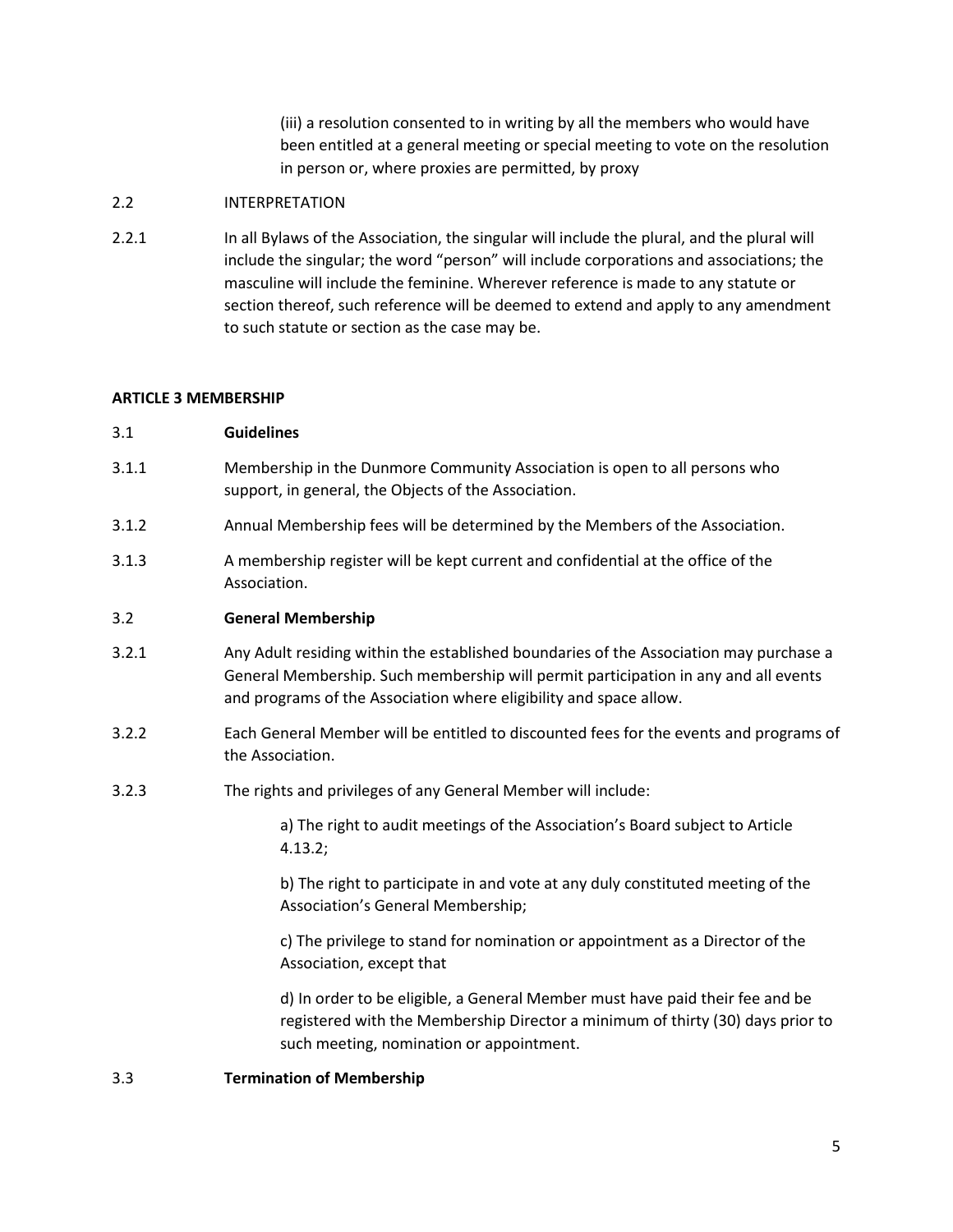(iii) a resolution consented to in writing by all the members who would have been entitled at a general meeting or special meeting to vote on the resolution in person or, where proxies are permitted, by proxy

2.2 INTERPRETATION

2.2.1 In all Bylaws of the Association, the singular will include the plural, and the plural will include the singular; the word "person" will include corporations and associations; the masculine will include the feminine. Wherever reference is made to any statute or section thereof, such reference will be deemed to extend and apply to any amendment to such statute or section as the case may be.

**ARTICLE 3 MEMBERSHIP**

3.1 **Guidelines**

3.1.1 Membership in the Dunmore Community Association is open to all persons who support, in general, the Objects of the Association.

3.1.2 Annual Membership fees will be determined by the Members of the Association.

3.1.3 A membership register will be kept current and confidential at the office of the Association.

3.2 **General Membership**

3.2.1 Any Adult residing within the established boundaries of the Association may purchase a General Membership. Such membership will permit participation in any and all events and programs of the Association where eligibility and space allow.

3.2.2 Each General Member will be entitled to discounted fees for the events and programs of the Association.

3.2.3 The rights and privileges of any General Member will include:

a) The right to audit meetings of the Association's Board subject to Article 4.13.2;

b) The right to participate in and vote at any duly constituted meeting of the Association's General Membership;

c) The privilege to stand for nomination or appointment as a Director of the Association, except that

d) In order to be eligible, a General Member must have paid their fee and be registered with the Membership Director a minimum of thirty (30) days prior to such meeting, nomination or appointment.

3.3 **Termination of Membership**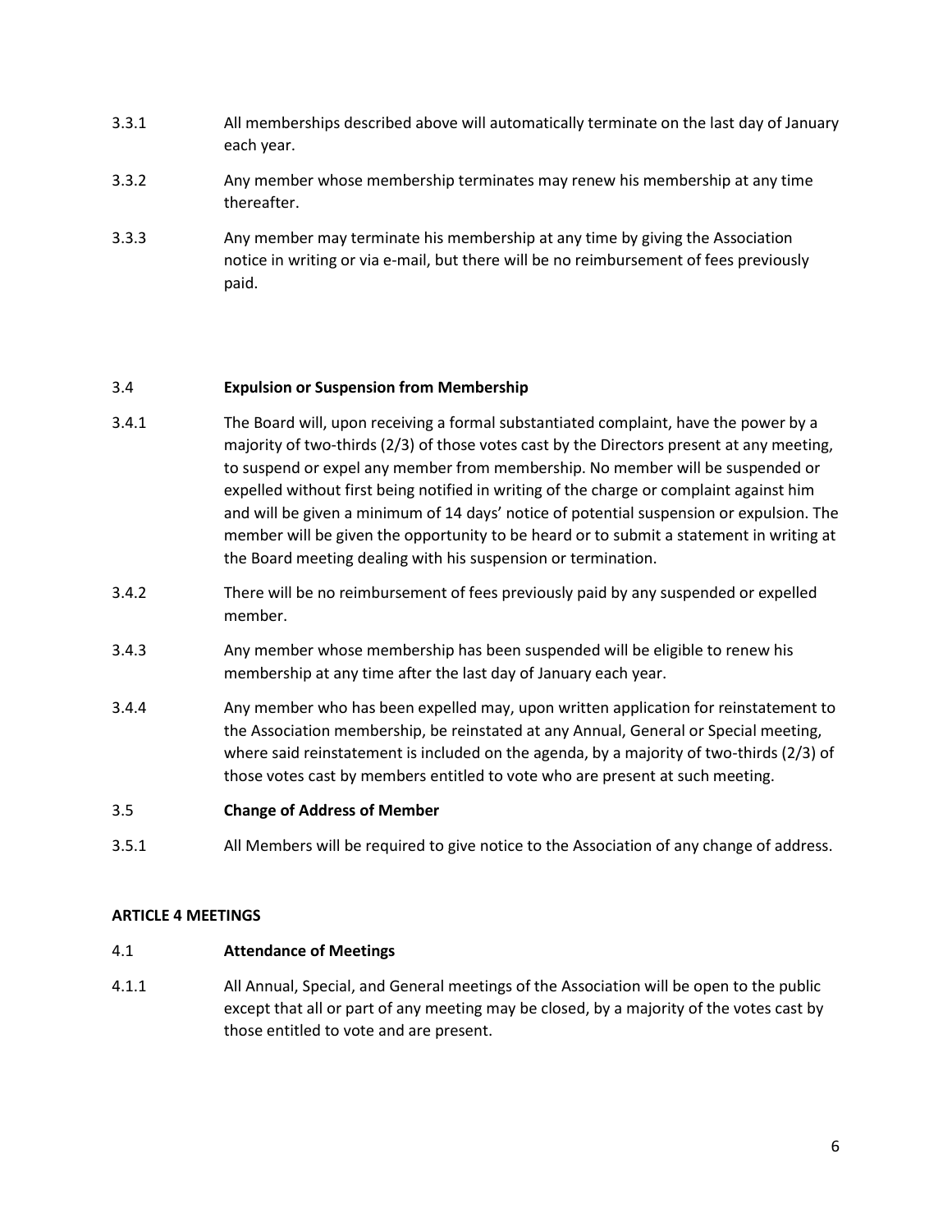3.3.1 All memberships described above will automatically terminate on the last day of January each year.

3.3.2 Any member whose membership terminates may renew his membership at any time thereafter.

3.3.3 Any member may terminate his membership at any time by giving the Association notice in writing or via e-mail, but there will be no reimbursement of fees previously paid.

### 3.4 Expulsion or Suspension from Membership

3.4.1 The Board will, upon receiving a formal substantiated complaint, have the power by a majority of two-thirds (2/3) of those votes cast by the Directors present at any meeting, to suspend or expel any member from membership. No member will be suspended or expelled without first being notified in writing of the charge or complaint against him and will be given a minimum of 14 days' notice of potential suspension or expulsion. The member will be given the opportunity to be heard or to submit a statement in writing at the Board meeting dealing with his suspension or termination.

3.4.2 There will be no reimbursement of fees previously paid by any suspended or expelled member.

3.4.3 Any member whose membership has been suspended will be eligible to renew his membership at any time after the last day of January each year.

3.4.4 Any member who has been expelled may, upon written application for reinstatement to the Association membership, be reinstated at any Annual, General or Special meeting, where said reinstatement is included on the agenda, by a majority of two-thirds (2/3) of those votes cast by members entitled to vote who are present at such meeting.

### 3.5 Change of Address of Member

3.5.1 All Members will be required to give notice to the Association of any change of address.

## ARTICLE 4 MEETINGS

### 4.1 Attendance of Meetings

4.1.1 All Annual, Special, and General meetings of the Association will be open to the public except that all or part of any meeting may be closed, by a majority of the votes cast by those entitled to vote and are present.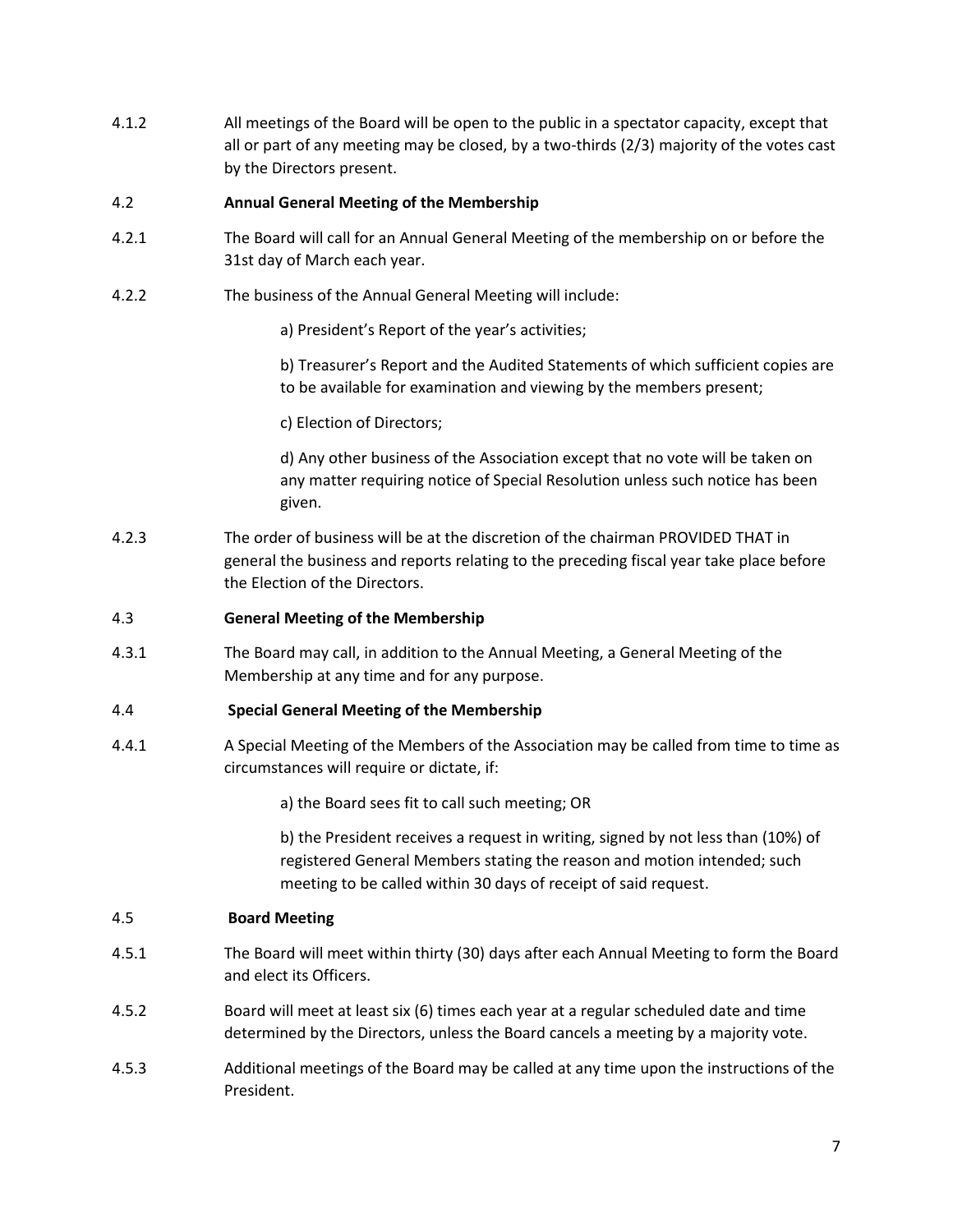4.1.2 All meetings of the Board will be open to the public in a spectator capacity, except that all or part of any meeting may be closed, by a two-thirds (2/3) majority of the votes cast by the Directors present.

### 4.2 Annual General Meeting of the Membership

4.2.1 The Board will call for an Annual General Meeting of the membership on or before the 31st day of March each year.

4.2.2 The business of the Annual General Meeting will include:

a) President's Report of the year's activities;

b) Treasurer's Report and the Audited Statements of which sufficient copies are to be available for examination and viewing by the members present;

c) Election of Directors;

d) Any other business of the Association except that no vote will be taken on any matter requiring notice of Special Resolution unless such notice has been given.

4.2.3 The order of business will be at the discretion of the chairman PROVIDED THAT in general the business and reports relating to the preceding fiscal year take place before the Election of the Directors.

### 4.3 General Meeting of the Membership

4.3.1 The Board may call, in addition to the Annual Meeting, a General Meeting of the Membership at any time and for any purpose.

### 4.4 Special General Meeting of the Membership

4.4.1 A Special Meeting of the Members of the Association may be called from time to time as circumstances will require or dictate, if:

a) the Board sees fit to call such meeting; OR

b) the President receives a request in writing, signed by not less than (10%) of registered General Members stating the reason and motion intended; such meeting to be called within 30 days of receipt of said request.

### 4.5 Board Meeting

4.5.1 The Board will meet within thirty (30) days after each Annual Meeting to form the Board and elect its Officers.

4.5.2 Board will meet at least six (6) times each year at a regular scheduled date and time determined by the Directors, unless the Board cancels a meeting by a majority vote.

4.5.3 Additional meetings of the Board may be called at any time upon the instructions of the President.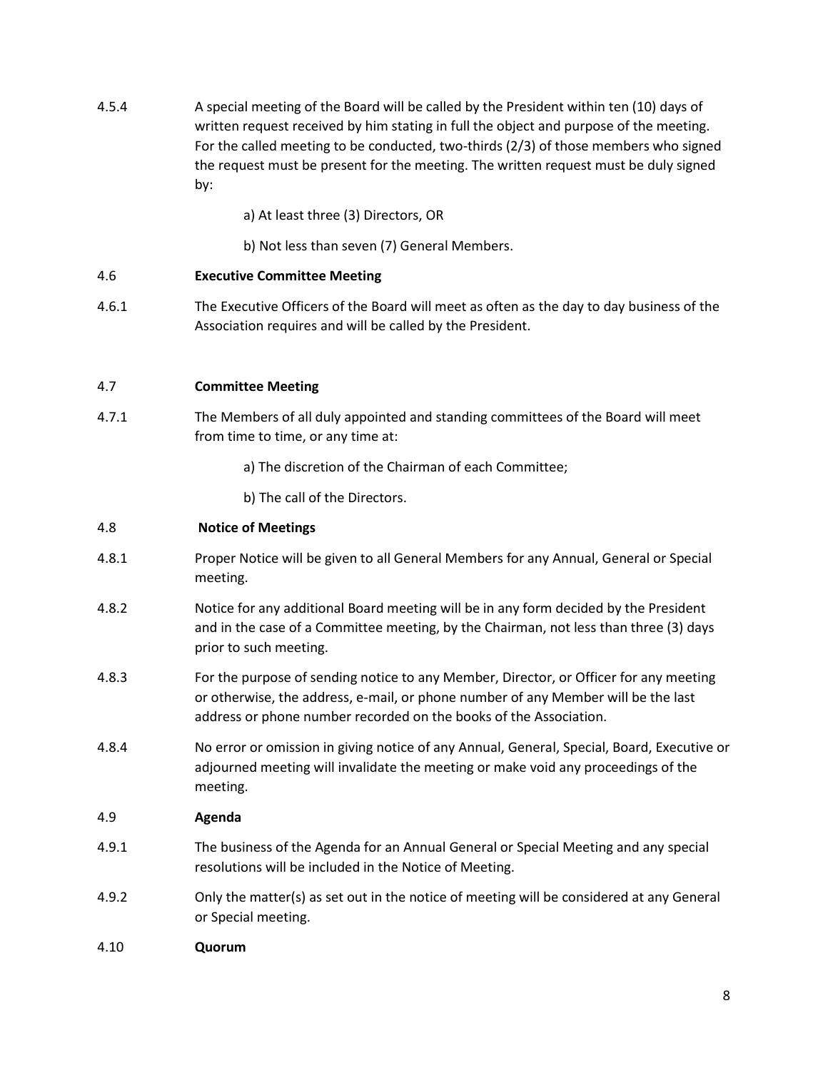4.5.4 A special meeting of the Board will be called by the President within ten (10) days of written request received by him stating in full the object and purpose of the meeting. For the called meeting to be conducted, two-thirds (2/3) of those members who signed the request must be present for the meeting. The written request must be duly signed by:

a) At least three (3) Directors, OR

b) Not less than seven (7) General Members.

4.6 **Executive Committee Meeting**

4.6.1 The Executive Officers of the Board will meet as often as the day to day business of the Association requires and will be called by the President.

4.7 **Committee Meeting**

4.7.1 The Members of all duly appointed and standing committees of the Board will meet from time to time, or any time at:

a) The discretion of the Chairman of each Committee;

b) The call of the Directors.

4.8 **Notice of Meetings**

4.8.1 Proper Notice will be given to all General Members for any Annual, General or Special meeting.

4.8.2 Notice for any additional Board meeting will be in any form decided by the President and in the case of a Committee meeting, by the Chairman, not less than three (3) days prior to such meeting.

4.8.3 For the purpose of sending notice to any Member, Director, or Officer for any meeting or otherwise, the address, e-mail, or phone number of any Member will be the last address or phone number recorded on the books of the Association.

4.8.4 No error or omission in giving notice of any Annual, General, Special, Board, Executive or adjourned meeting will invalidate the meeting or make void any proceedings of the meeting.

4.9 **Agenda**

4.9.1 The business of the Agenda for an Annual General or Special Meeting and any special resolutions will be included in the Notice of Meeting.

4.9.2 Only the matter(s) as set out in the notice of meeting will be considered at any General or Special meeting.

4.10 **Quorum**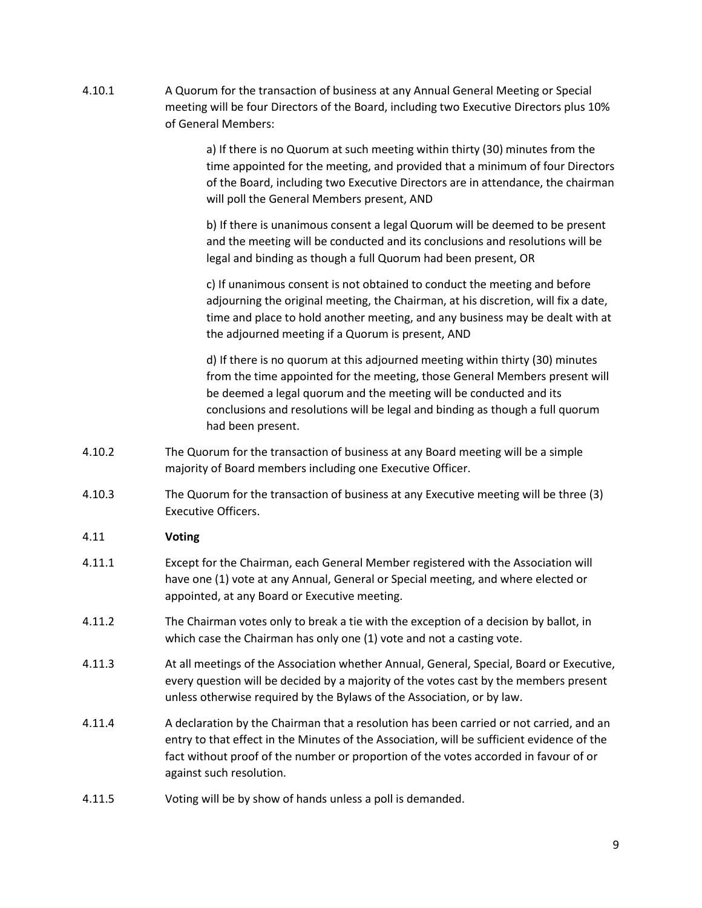4.10.1 A Quorum for the transaction of business at any Annual General Meeting or Special meeting will be four Directors of the Board, including two Executive Directors plus 10% of General Members:

> a) If there is no Quorum at such meeting within thirty (30) minutes from the time appointed for the meeting, and provided that a minimum of four Directors of the Board, including two Executive Directors are in attendance, the chairman will poll the General Members present, AND
>
> b) If there is unanimous consent a legal Quorum will be deemed to be present and the meeting will be conducted and its conclusions and resolutions will be legal and binding as though a full Quorum had been present, OR
>
> c) If unanimous consent is not obtained to conduct the meeting and before adjourning the original meeting, the Chairman, at his discretion, will fix a date, time and place to hold another meeting, and any business may be dealt with at the adjourned meeting if a Quorum is present, AND
>
> d) If there is no quorum at this adjourned meeting within thirty (30) minutes from the time appointed for the meeting, those General Members present will be deemed a legal quorum and the meeting will be conducted and its conclusions and resolutions will be legal and binding as though a full quorum had been present.

4.10.2 The Quorum for the transaction of business at any Board meeting will be a simple majority of Board members including one Executive Officer.

4.10.3 The Quorum for the transaction of business at any Executive meeting will be three (3) Executive Officers.

4.11 **Voting**

4.11.1 Except for the Chairman, each General Member registered with the Association will have one (1) vote at any Annual, General or Special meeting, and where elected or appointed, at any Board or Executive meeting.

4.11.2 The Chairman votes only to break a tie with the exception of a decision by ballot, in which case the Chairman has only one (1) vote and not a casting vote.

4.11.3 At all meetings of the Association whether Annual, General, Special, Board or Executive, every question will be decided by a majority of the votes cast by the members present unless otherwise required by the Bylaws of the Association, or by law.

4.11.4 A declaration by the Chairman that a resolution has been carried or not carried, and an entry to that effect in the Minutes of the Association, will be sufficient evidence of the fact without proof of the number or proportion of the votes accorded in favour of or against such resolution.

4.11.5 Voting will be by show of hands unless a poll is demanded.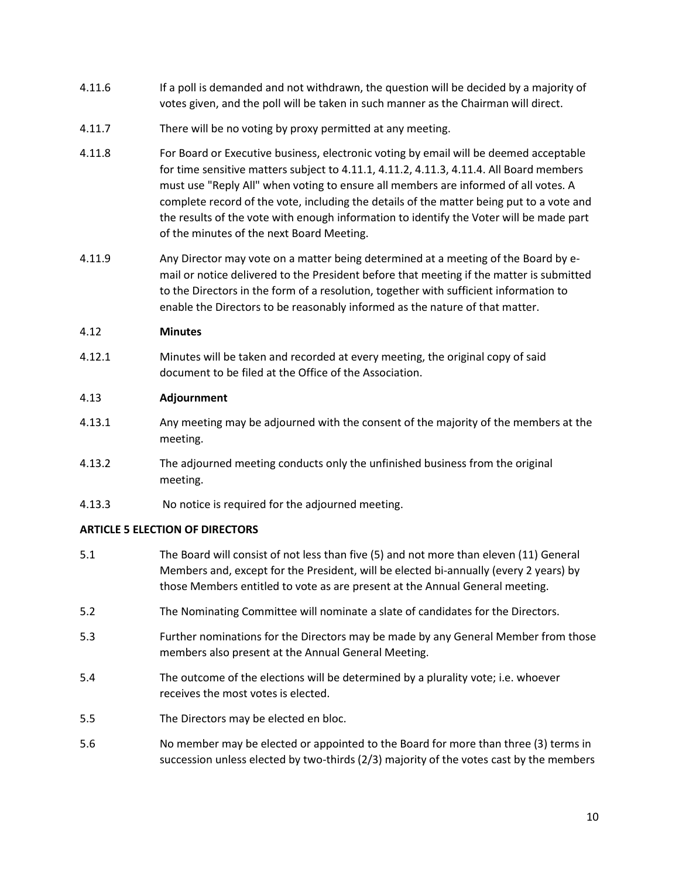4.11.6 If a poll is demanded and not withdrawn, the question will be decided by a majority of votes given, and the poll will be taken in such manner as the Chairman will direct.

4.11.7 There will be no voting by proxy permitted at any meeting.

4.11.8 For Board or Executive business, electronic voting by email will be deemed acceptable for time sensitive matters subject to 4.11.1, 4.11.2, 4.11.3, 4.11.4. All Board members must use "Reply All" when voting to ensure all members are informed of all votes. A complete record of the vote, including the details of the matter being put to a vote and the results of the vote with enough information to identify the Voter will be made part of the minutes of the next Board Meeting.

4.11.9 Any Director may vote on a matter being determined at a meeting of the Board by e-mail or notice delivered to the President before that meeting if the matter is submitted to the Directors in the form of a resolution, together with sufficient information to enable the Directors to be reasonably informed as the nature of that matter.

4.12 **Minutes**

4.12.1 Minutes will be taken and recorded at every meeting, the original copy of said document to be filed at the Office of the Association.

4.13 **Adjournment**

4.13.1 Any meeting may be adjourned with the consent of the majority of the members at the meeting.

4.13.2 The adjourned meeting conducts only the unfinished business from the original meeting.

4.13.3 No notice is required for the adjourned meeting.

**ARTICLE 5 ELECTION OF DIRECTORS**

5.1 The Board will consist of not less than five (5) and not more than eleven (11) General Members and, except for the President, will be elected bi-annually (every 2 years) by those Members entitled to vote as are present at the Annual General meeting.

5.2 The Nominating Committee will nominate a slate of candidates for the Directors.

5.3 Further nominations for the Directors may be made by any General Member from those members also present at the Annual General Meeting.

5.4 The outcome of the elections will be determined by a plurality vote; i.e. whoever receives the most votes is elected.

5.5 The Directors may be elected en bloc.

5.6 No member may be elected or appointed to the Board for more than three (3) terms in succession unless elected by two-thirds (2/3) majority of the votes cast by the members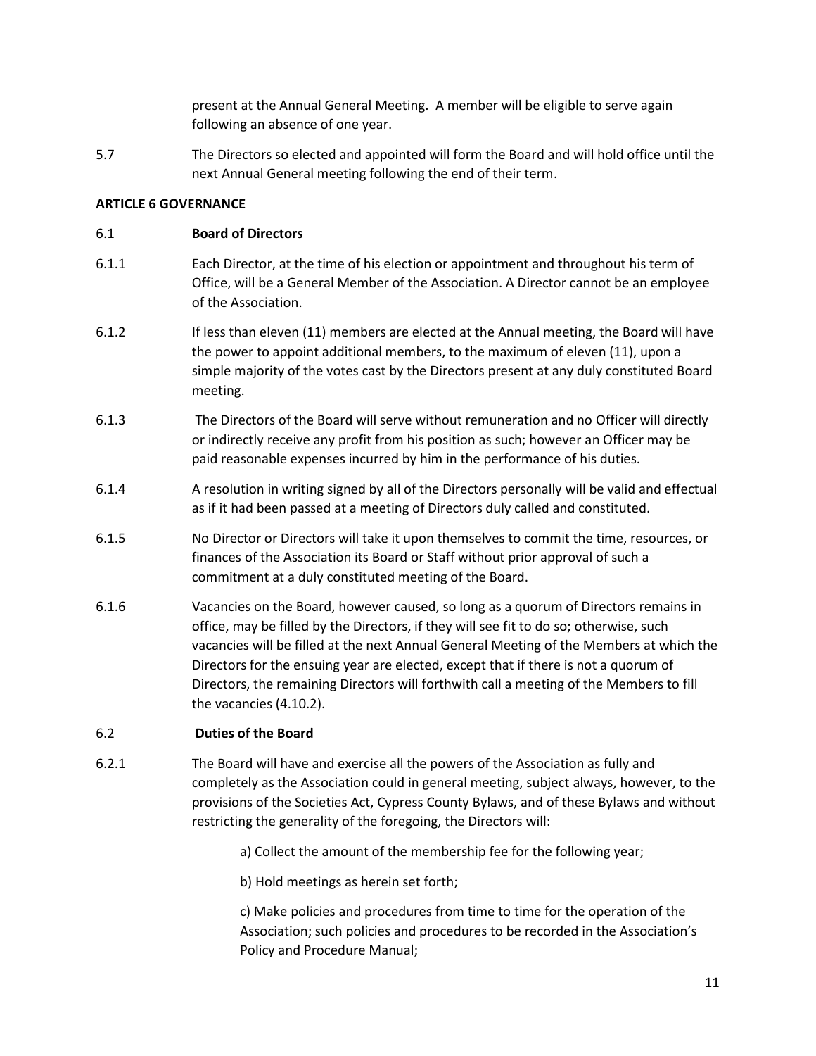present at the Annual General Meeting. A member will be eligible to serve again following an absence of one year.

5.7 The Directors so elected and appointed will form the Board and will hold office until the next Annual General meeting following the end of their term.

**ARTICLE 6 GOVERNANCE**

6.1 **Board of Directors**

6.1.1 Each Director, at the time of his election or appointment and throughout his term of Office, will be a General Member of the Association. A Director cannot be an employee of the Association.

6.1.2 If less than eleven (11) members are elected at the Annual meeting, the Board will have the power to appoint additional members, to the maximum of eleven (11), upon a simple majority of the votes cast by the Directors present at any duly constituted Board meeting.

6.1.3 The Directors of the Board will serve without remuneration and no Officer will directly or indirectly receive any profit from his position as such; however an Officer may be paid reasonable expenses incurred by him in the performance of his duties.

6.1.4 A resolution in writing signed by all of the Directors personally will be valid and effectual as if it had been passed at a meeting of Directors duly called and constituted.

6.1.5 No Director or Directors will take it upon themselves to commit the time, resources, or finances of the Association its Board or Staff without prior approval of such a commitment at a duly constituted meeting of the Board.

6.1.6 Vacancies on the Board, however caused, so long as a quorum of Directors remains in office, may be filled by the Directors, if they will see fit to do so; otherwise, such vacancies will be filled at the next Annual General Meeting of the Members at which the Directors for the ensuing year are elected, except that if there is not a quorum of Directors, the remaining Directors will forthwith call a meeting of the Members to fill the vacancies (4.10.2).

6.2 **Duties of the Board**

6.2.1 The Board will have and exercise all the powers of the Association as fully and completely as the Association could in general meeting, subject always, however, to the provisions of the Societies Act, Cypress County Bylaws, and of these Bylaws and without restricting the generality of the foregoing, the Directors will:

a) Collect the amount of the membership fee for the following year;

b) Hold meetings as herein set forth;

c) Make policies and procedures from time to time for the operation of the Association; such policies and procedures to be recorded in the Association's Policy and Procedure Manual;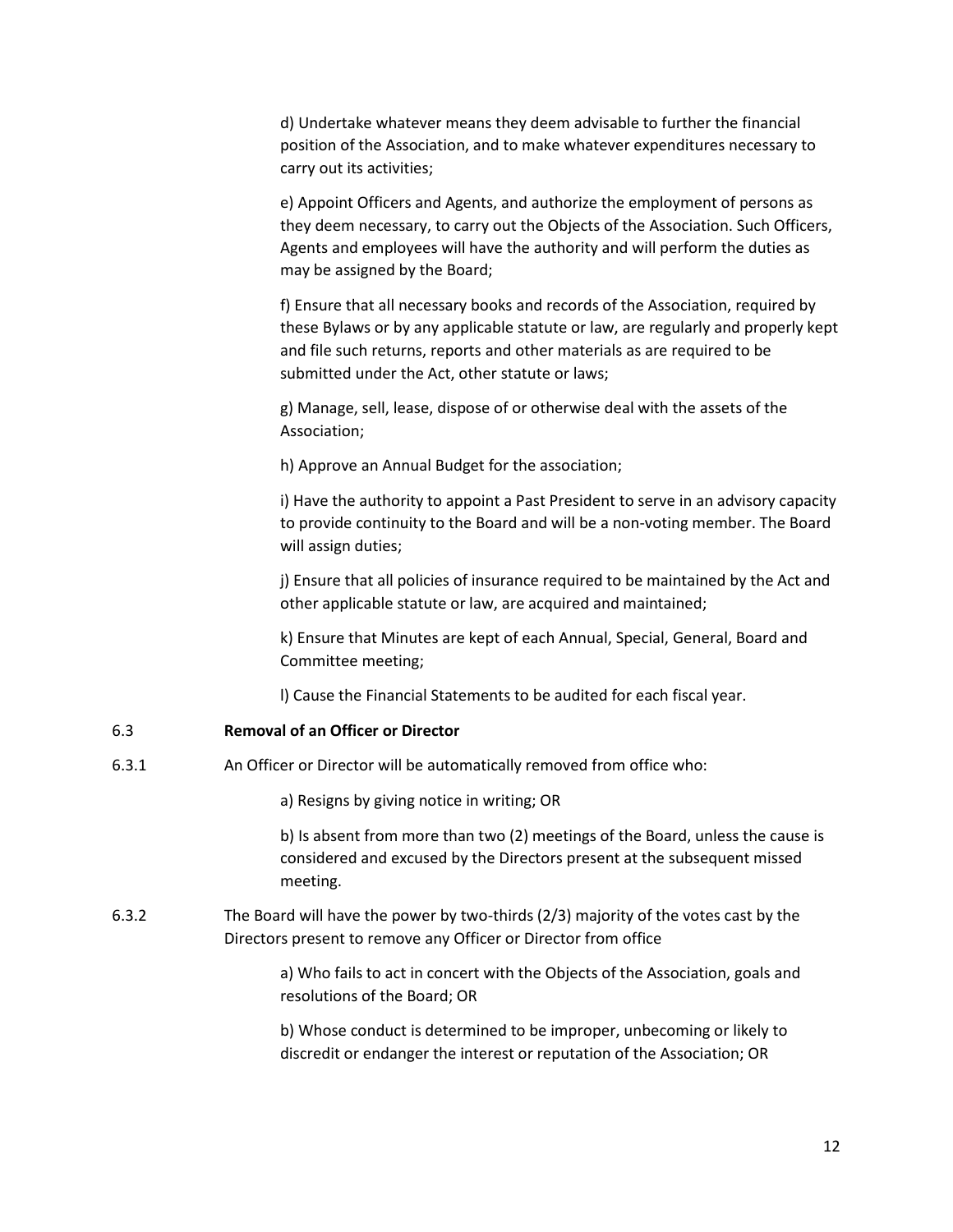d) Undertake whatever means they deem advisable to further the financial position of the Association, and to make whatever expenditures necessary to carry out its activities;

e) Appoint Officers and Agents, and authorize the employment of persons as they deem necessary, to carry out the Objects of the Association. Such Officers, Agents and employees will have the authority and will perform the duties as may be assigned by the Board;

f) Ensure that all necessary books and records of the Association, required by these Bylaws or by any applicable statute or law, are regularly and properly kept and file such returns, reports and other materials as are required to be submitted under the Act, other statute or laws;

g) Manage, sell, lease, dispose of or otherwise deal with the assets of the Association;

h) Approve an Annual Budget for the association;

i) Have the authority to appoint a Past President to serve in an advisory capacity to provide continuity to the Board and will be a non-voting member. The Board will assign duties;

j) Ensure that all policies of insurance required to be maintained by the Act and other applicable statute or law, are acquired and maintained;

k) Ensure that Minutes are kept of each Annual, Special, General, Board and Committee meeting;

l) Cause the Financial Statements to be audited for each fiscal year.

6.3 **Removal of an Officer or Director**

6.3.1 An Officer or Director will be automatically removed from office who:

a) Resigns by giving notice in writing; OR

b) Is absent from more than two (2) meetings of the Board, unless the cause is considered and excused by the Directors present at the subsequent missed meeting.

6.3.2 The Board will have the power by two-thirds (2/3) majority of the votes cast by the Directors present to remove any Officer or Director from office

a) Who fails to act in concert with the Objects of the Association, goals and resolutions of the Board; OR

b) Whose conduct is determined to be improper, unbecoming or likely to discredit or endanger the interest or reputation of the Association; OR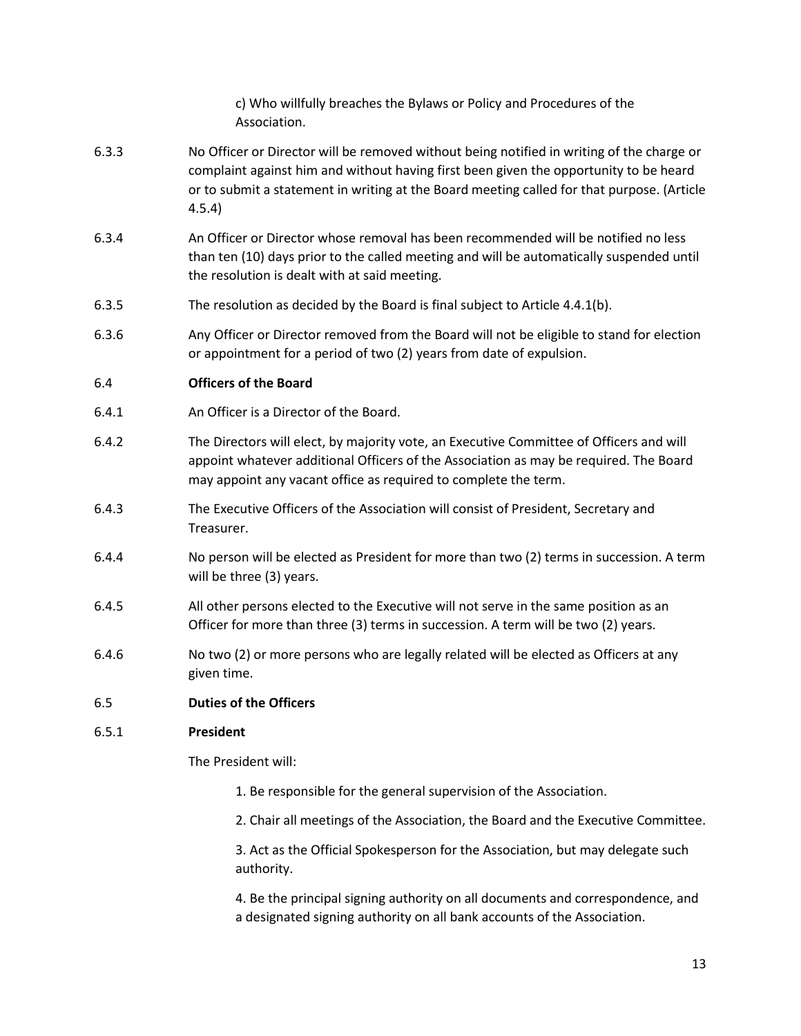c) Who willfully breaches the Bylaws or Policy and Procedures of the Association.

6.3.3 No Officer or Director will be removed without being notified in writing of the charge or complaint against him and without having first been given the opportunity to be heard or to submit a statement in writing at the Board meeting called for that purpose. (Article 4.5.4)

6.3.4 An Officer or Director whose removal has been recommended will be notified no less than ten (10) days prior to the called meeting and will be automatically suspended until the resolution is dealt with at said meeting.

6.3.5 The resolution as decided by the Board is final subject to Article 4.4.1(b).

6.3.6 Any Officer or Director removed from the Board will not be eligible to stand for election or appointment for a period of two (2) years from date of expulsion.

### 6.4 Officers of the Board

6.4.1 An Officer is a Director of the Board.

6.4.2 The Directors will elect, by majority vote, an Executive Committee of Officers and will appoint whatever additional Officers of the Association as may be required. The Board may appoint any vacant office as required to complete the term.

6.4.3 The Executive Officers of the Association will consist of President, Secretary and Treasurer.

6.4.4 No person will be elected as President for more than two (2) terms in succession. A term will be three (3) years.

6.4.5 All other persons elected to the Executive will not serve in the same position as an Officer for more than three (3) terms in succession. A term will be two (2) years.

6.4.6 No two (2) or more persons who are legally related will be elected as Officers at any given time.

### 6.5 Duties of the Officers

#### 6.5.1 President

The President will:

1. Be responsible for the general supervision of the Association.

2. Chair all meetings of the Association, the Board and the Executive Committee.

3. Act as the Official Spokesperson for the Association, but may delegate such authority.

4. Be the principal signing authority on all documents and correspondence, and a designated signing authority on all bank accounts of the Association.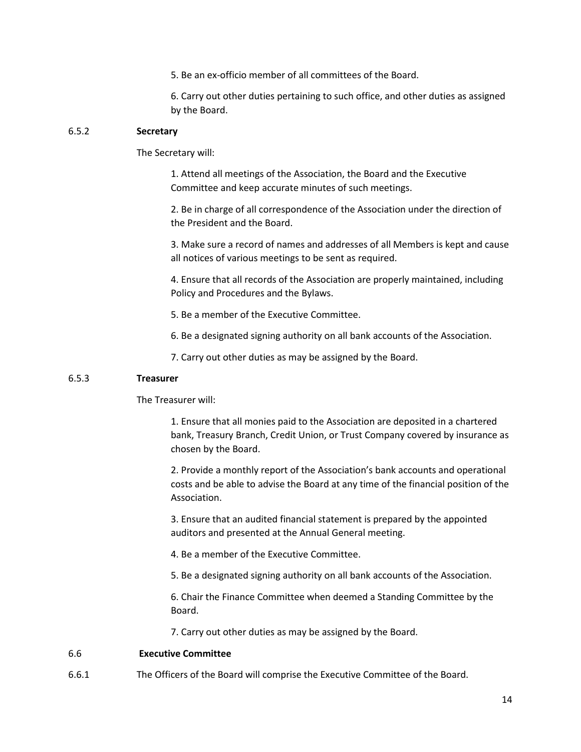5. Be an ex-officio member of all committees of the Board.

6. Carry out other duties pertaining to such office, and other duties as assigned by the Board.

### 6.5.2 Secretary

The Secretary will:

1. Attend all meetings of the Association, the Board and the Executive Committee and keep accurate minutes of such meetings.

2. Be in charge of all correspondence of the Association under the direction of the President and the Board.

3. Make sure a record of names and addresses of all Members is kept and cause all notices of various meetings to be sent as required.

4. Ensure that all records of the Association are properly maintained, including Policy and Procedures and the Bylaws.

5. Be a member of the Executive Committee.

6. Be a designated signing authority on all bank accounts of the Association.

7. Carry out other duties as may be assigned by the Board.

### 6.5.3 Treasurer

The Treasurer will:

1. Ensure that all monies paid to the Association are deposited in a chartered bank, Treasury Branch, Credit Union, or Trust Company covered by insurance as chosen by the Board.

2. Provide a monthly report of the Association's bank accounts and operational costs and be able to advise the Board at any time of the financial position of the Association.

3. Ensure that an audited financial statement is prepared by the appointed auditors and presented at the Annual General meeting.

4. Be a member of the Executive Committee.

5. Be a designated signing authority on all bank accounts of the Association.

6. Chair the Finance Committee when deemed a Standing Committee by the Board.

7. Carry out other duties as may be assigned by the Board.

## 6.6 Executive Committee

6.6.1 The Officers of the Board will comprise the Executive Committee of the Board.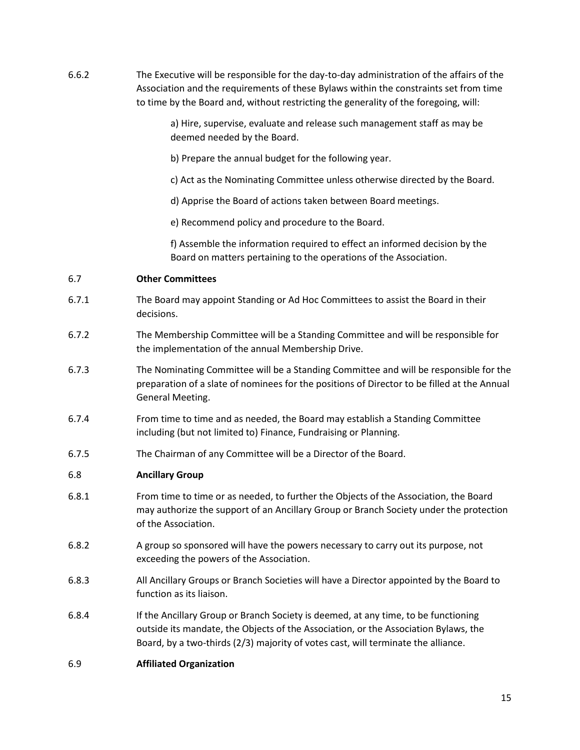6.6.2 The Executive will be responsible for the day-to-day administration of the affairs of the Association and the requirements of these Bylaws within the constraints set from time to time by the Board and, without restricting the generality of the foregoing, will:

a) Hire, supervise, evaluate and release such management staff as may be deemed needed by the Board.

b) Prepare the annual budget for the following year.

c) Act as the Nominating Committee unless otherwise directed by the Board.

d) Apprise the Board of actions taken between Board meetings.

e) Recommend policy and procedure to the Board.

f) Assemble the information required to effect an informed decision by the Board on matters pertaining to the operations of the Association.

6.7 **Other Committees**

6.7.1 The Board may appoint Standing or Ad Hoc Committees to assist the Board in their decisions.

6.7.2 The Membership Committee will be a Standing Committee and will be responsible for the implementation of the annual Membership Drive.

6.7.3 The Nominating Committee will be a Standing Committee and will be responsible for the preparation of a slate of nominees for the positions of Director to be filled at the Annual General Meeting.

6.7.4 From time to time and as needed, the Board may establish a Standing Committee including (but not limited to) Finance, Fundraising or Planning.

6.7.5 The Chairman of any Committee will be a Director of the Board.

6.8 **Ancillary Group**

6.8.1 From time to time or as needed, to further the Objects of the Association, the Board may authorize the support of an Ancillary Group or Branch Society under the protection of the Association.

6.8.2 A group so sponsored will have the powers necessary to carry out its purpose, not exceeding the powers of the Association.

6.8.3 All Ancillary Groups or Branch Societies will have a Director appointed by the Board to function as its liaison.

6.8.4 If the Ancillary Group or Branch Society is deemed, at any time, to be functioning outside its mandate, the Objects of the Association, or the Association Bylaws, the Board, by a two-thirds (2/3) majority of votes cast, will terminate the alliance.

6.9 **Affiliated Organization**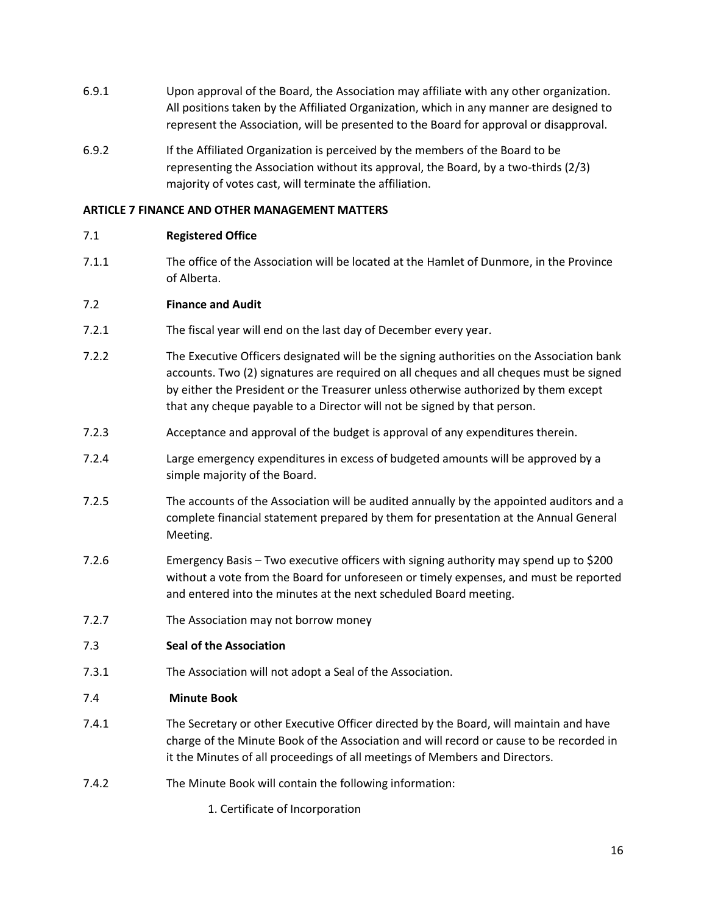6.9.1 Upon approval of the Board, the Association may affiliate with any other organization. All positions taken by the Affiliated Organization, which in any manner are designed to represent the Association, will be presented to the Board for approval or disapproval.

6.9.2 If the Affiliated Organization is perceived by the members of the Board to be representing the Association without its approval, the Board, by a two-thirds (2/3) majority of votes cast, will terminate the affiliation.

## ARTICLE 7 FINANCE AND OTHER MANAGEMENT MATTERS

### 7.1 Registered Office

7.1.1 The office of the Association will be located at the Hamlet of Dunmore, in the Province of Alberta.

### 7.2 Finance and Audit

7.2.1 The fiscal year will end on the last day of December every year.

7.2.2 The Executive Officers designated will be the signing authorities on the Association bank accounts. Two (2) signatures are required on all cheques and all cheques must be signed by either the President or the Treasurer unless otherwise authorized by them except that any cheque payable to a Director will not be signed by that person.

7.2.3 Acceptance and approval of the budget is approval of any expenditures therein.

7.2.4 Large emergency expenditures in excess of budgeted amounts will be approved by a simple majority of the Board.

7.2.5 The accounts of the Association will be audited annually by the appointed auditors and a complete financial statement prepared by them for presentation at the Annual General Meeting.

7.2.6 Emergency Basis – Two executive officers with signing authority may spend up to $200 without a vote from the Board for unforeseen or timely expenses, and must be reported and entered into the minutes at the next scheduled Board meeting.

7.2.7 The Association may not borrow money

### 7.3 Seal of the Association

7.3.1 The Association will not adopt a Seal of the Association.

### 7.4 Minute Book

7.4.1 The Secretary or other Executive Officer directed by the Board, will maintain and have charge of the Minute Book of the Association and will record or cause to be recorded in it the Minutes of all proceedings of all meetings of Members and Directors.

7.4.2 The Minute Book will contain the following information:

1. Certificate of Incorporation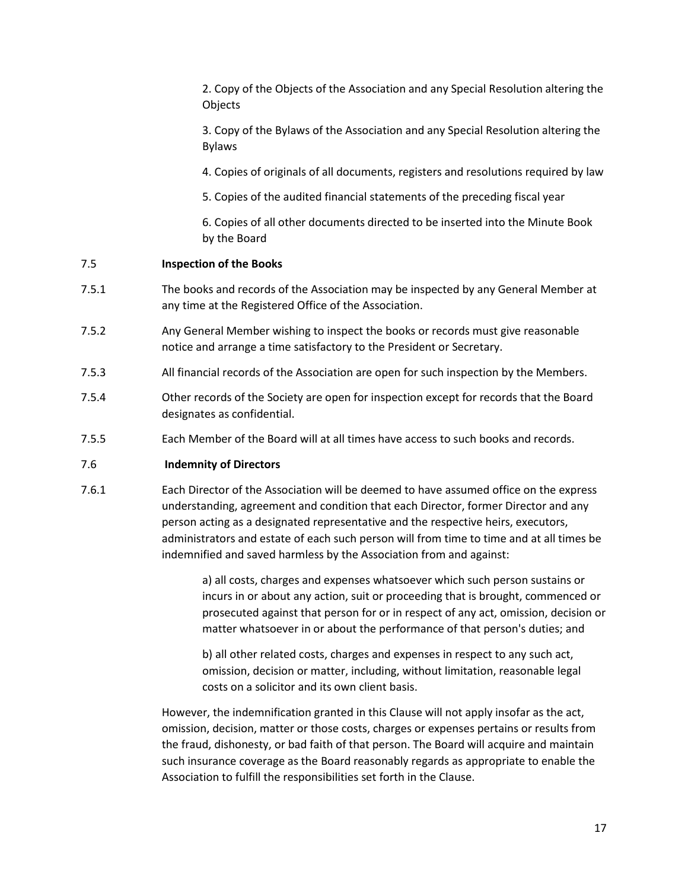2. Copy of the Objects of the Association and any Special Resolution altering the Objects

3. Copy of the Bylaws of the Association and any Special Resolution altering the Bylaws

4. Copies of originals of all documents, registers and resolutions required by law

5. Copies of the audited financial statements of the preceding fiscal year

6. Copies of all other documents directed to be inserted into the Minute Book by the Board

7.5 **Inspection of the Books**

7.5.1 The books and records of the Association may be inspected by any General Member at any time at the Registered Office of the Association.

7.5.2 Any General Member wishing to inspect the books or records must give reasonable notice and arrange a time satisfactory to the President or Secretary.

7.5.3 All financial records of the Association are open for such inspection by the Members.

7.5.4 Other records of the Society are open for inspection except for records that the Board designates as confidential.

7.5.5 Each Member of the Board will at all times have access to such books and records.

7.6 **Indemnity of Directors**

7.6.1 Each Director of the Association will be deemed to have assumed office on the express understanding, agreement and condition that each Director, former Director and any person acting as a designated representative and the respective heirs, executors, administrators and estate of each such person will from time to time and at all times be indemnified and saved harmless by the Association from and against:

a) all costs, charges and expenses whatsoever which such person sustains or incurs in or about any action, suit or proceeding that is brought, commenced or prosecuted against that person for or in respect of any act, omission, decision or matter whatsoever in or about the performance of that person's duties; and

b) all other related costs, charges and expenses in respect to any such act, omission, decision or matter, including, without limitation, reasonable legal costs on a solicitor and its own client basis.

However, the indemnification granted in this Clause will not apply insofar as the act, omission, decision, matter or those costs, charges or expenses pertains or results from the fraud, dishonesty, or bad faith of that person. The Board will acquire and maintain such insurance coverage as the Board reasonably regards as appropriate to enable the Association to fulfill the responsibilities set forth in the Clause.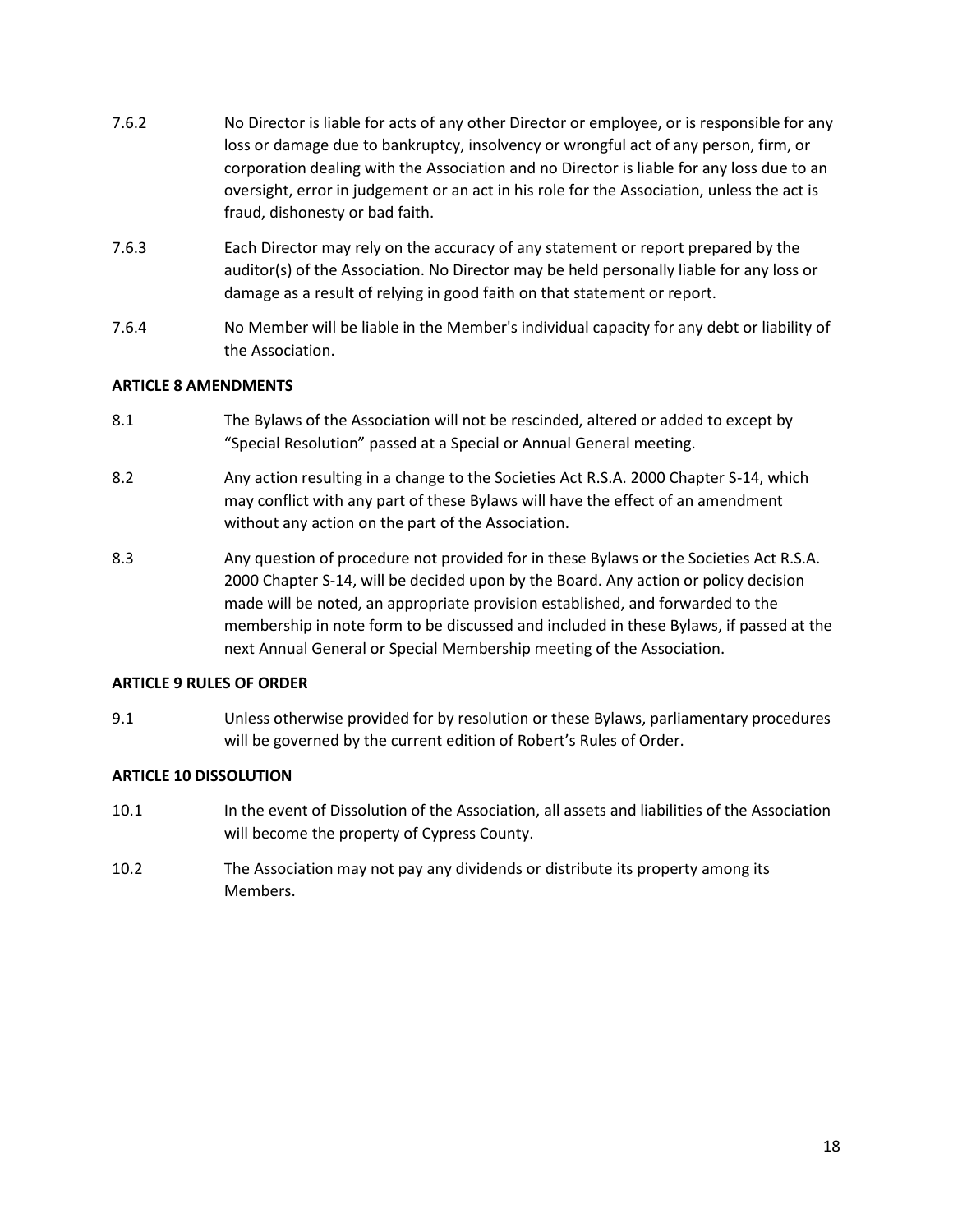7.6.2 No Director is liable for acts of any other Director or employee, or is responsible for any loss or damage due to bankruptcy, insolvency or wrongful act of any person, firm, or corporation dealing with the Association and no Director is liable for any loss due to an oversight, error in judgement or an act in his role for the Association, unless the act is fraud, dishonesty or bad faith.

7.6.3 Each Director may rely on the accuracy of any statement or report prepared by the auditor(s) of the Association. No Director may be held personally liable for any loss or damage as a result of relying in good faith on that statement or report.

7.6.4 No Member will be liable in the Member's individual capacity for any debt or liability of the Association.

**ARTICLE 8 AMENDMENTS**

8.1 The Bylaws of the Association will not be rescinded, altered or added to except by "Special Resolution" passed at a Special or Annual General meeting.

8.2 Any action resulting in a change to the Societies Act R.S.A. 2000 Chapter S-14, which may conflict with any part of these Bylaws will have the effect of an amendment without any action on the part of the Association.

8.3 Any question of procedure not provided for in these Bylaws or the Societies Act R.S.A. 2000 Chapter S-14, will be decided upon by the Board. Any action or policy decision made will be noted, an appropriate provision established, and forwarded to the membership in note form to be discussed and included in these Bylaws, if passed at the next Annual General or Special Membership meeting of the Association.

**ARTICLE 9 RULES OF ORDER**

9.1 Unless otherwise provided for by resolution or these Bylaws, parliamentary procedures will be governed by the current edition of Robert's Rules of Order.

**ARTICLE 10 DISSOLUTION**

10.1 In the event of Dissolution of the Association, all assets and liabilities of the Association will become the property of Cypress County.

10.2 The Association may not pay any dividends or distribute its property among its Members.